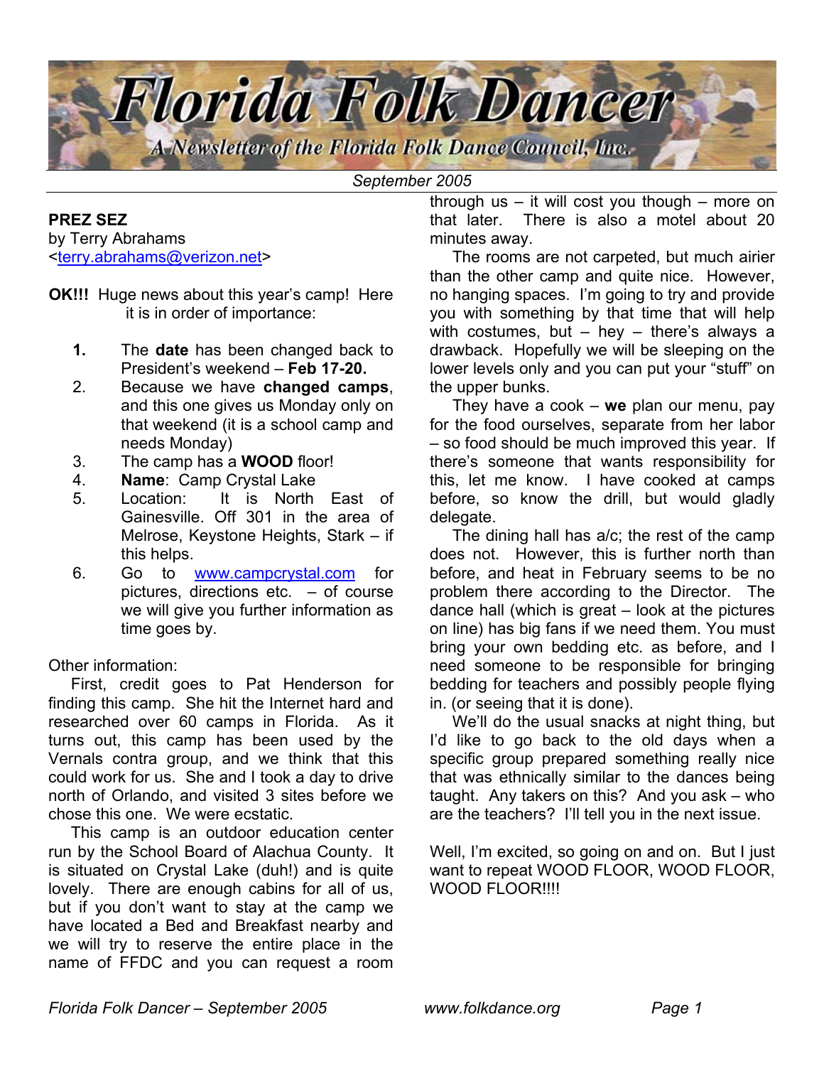# Florida Folk Dancer

*A Newsletter of the Florida Folk Dance Council, Inc.*

*September 2005*

## PREZ SEZ

by Terry Abrahams
<terry.abrahams@verizon.net>

**OK!!!** Huge news about this year's camp! Here it is in order of importance:

1. The **date** has been changed back to President's weekend – **Feb 17-20.**
2. Because we have **changed camps**, and this one gives us Monday only on that weekend (it is a school camp and needs Monday)
3. The camp has a **WOOD** floor!
4. **Name**: Camp Crystal Lake
5. Location: It is North East of Gainesville. Off 301 in the area of Melrose, Keystone Heights, Stark – if this helps.
6. Go to www.campcrystal.com for pictures, directions etc. – of course we will give you further information as time goes by.

Other information:

First, credit goes to Pat Henderson for finding this camp. She hit the Internet hard and researched over 60 camps in Florida. As it turns out, this camp has been used by the Vernals contra group, and we think that this could work for us. She and I took a day to drive north of Orlando, and visited 3 sites before we chose this one. We were ecstatic.

This camp is an outdoor education center run by the School Board of Alachua County. It is situated on Crystal Lake (duh!) and is quite lovely. There are enough cabins for all of us, but if you don't want to stay at the camp we have located a Bed and Breakfast nearby and we will try to reserve the entire place in the name of FFDC and you can request a room through us – it will cost you though – more on that later. There is also a motel about 20 minutes away.

The rooms are not carpeted, but much airier than the other camp and quite nice. However, no hanging spaces. I'm going to try and provide you with something by that time that will help with costumes, but – hey – there's always a drawback. Hopefully we will be sleeping on the lower levels only and you can put your "stuff" on the upper bunks.

They have a cook – **we** plan our menu, pay for the food ourselves, separate from her labor – so food should be much improved this year. If there's someone that wants responsibility for this, let me know. I have cooked at camps before, so know the drill, but would gladly delegate.

The dining hall has a/c; the rest of the camp does not. However, this is further north than before, and heat in February seems to be no problem there according to the Director. The dance hall (which is great – look at the pictures on line) has big fans if we need them. You must bring your own bedding etc. as before, and I need someone to be responsible for bringing bedding for teachers and possibly people flying in. (or seeing that it is done).

We'll do the usual snacks at night thing, but I'd like to go back to the old days when a specific group prepared something really nice that was ethnically similar to the dances being taught. Any takers on this? And you ask – who are the teachers? I'll tell you in the next issue.

Well, I'm excited, so going on and on. But I just want to repeat WOOD FLOOR, WOOD FLOOR, WOOD FLOOR!!!!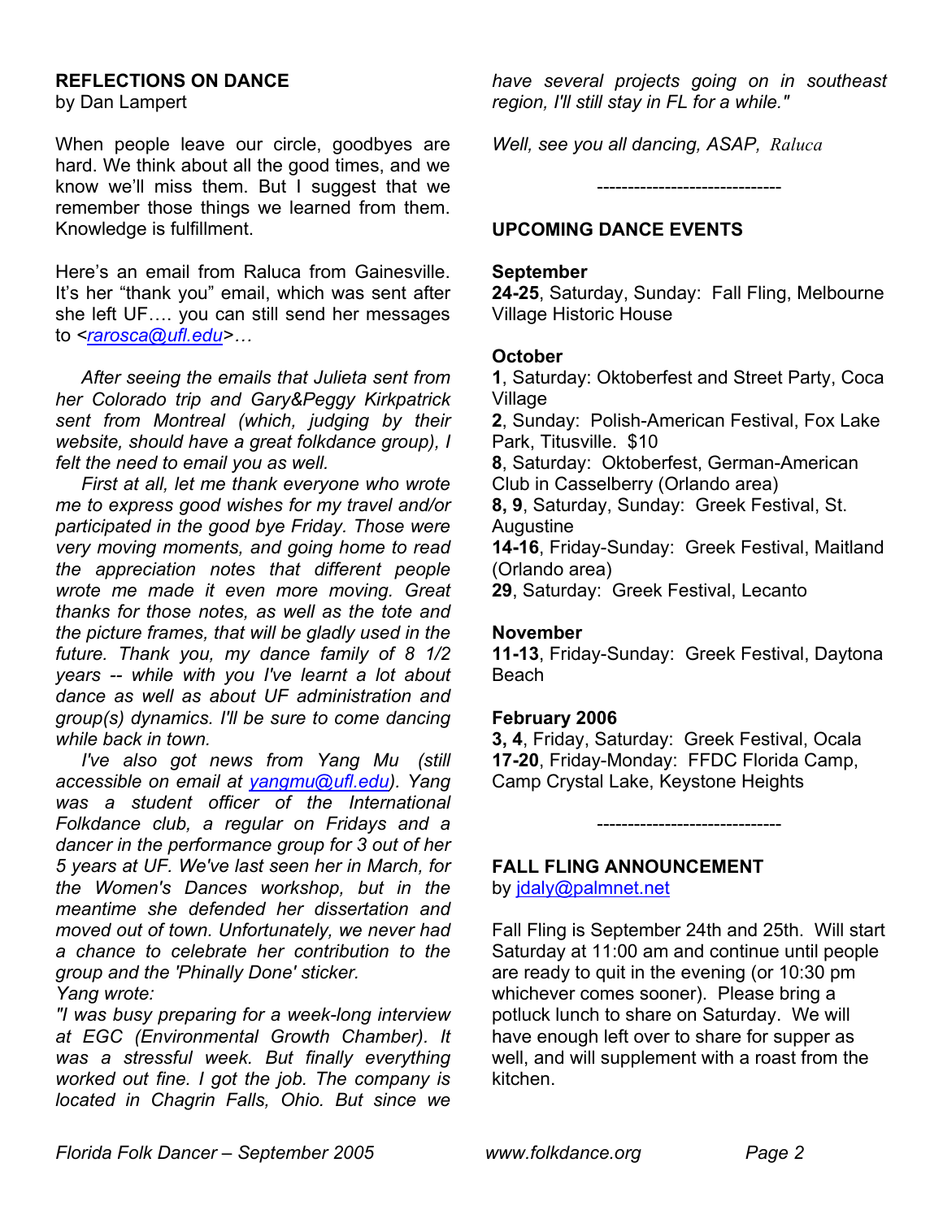## REFLECTIONS ON DANCE

by Dan Lampert

When people leave our circle, goodbyes are hard. We think about all the good times, and we know we'll miss them. But I suggest that we remember those things we learned from them. Knowledge is fulfillment.

Here's an email from Raluca from Gainesville. It's her "thank you" email, which was sent after she left UF…. you can still send her messages to <rarosca@ufl.edu>…

*After seeing the emails that Julieta sent from her Colorado trip and Gary&Peggy Kirkpatrick sent from Montreal (which, judging by their website, should have a great folkdance group), I felt the need to email you as well.*

*First at all, let me thank everyone who wrote me to express good wishes for my travel and/or participated in the good bye Friday. Those were very moving moments, and going home to read the appreciation notes that different people wrote me made it even more moving. Great thanks for those notes, as well as the tote and the picture frames, that will be gladly used in the future. Thank you, my dance family of 8 1/2 years -- while with you I've learnt a lot about dance as well as about UF administration and group(s) dynamics. I'll be sure to come dancing while back in town.*

*I've also got news from Yang Mu (still accessible on email at yangmu@ufl.edu). Yang was a student officer of the International Folkdance club, a regular on Fridays and a dancer in the performance group for 3 out of her 5 years at UF. We've last seen her in March, for the Women's Dances workshop, but in the meantime she defended her dissertation and moved out of town. Unfortunately, we never had a chance to celebrate her contribution to the group and the 'Phinally Done' sticker.*

*Yang wrote:*

*"I was busy preparing for a week-long interview at EGC (Environmental Growth Chamber). It was a stressful week. But finally everything worked out fine. I got the job. The company is located in Chagrin Falls, Ohio. But since we have several projects going on in southeast region, I'll still stay in FL for a while."*

*Well, see you all dancing, ASAP, Raluca*

-----------------------------

## UPCOMING DANCE EVENTS

**September**

**24-25**, Saturday, Sunday: Fall Fling, Melbourne Village Historic House

**October**

**1**, Saturday: Oktoberfest and Street Party, Coca Village

**2**, Sunday: Polish-American Festival, Fox Lake Park, Titusville. $10

**8**, Saturday: Oktoberfest, German-American Club in Casselberry (Orlando area)

**8, 9**, Saturday, Sunday: Greek Festival, St. Augustine

**14-16**, Friday-Sunday: Greek Festival, Maitland (Orlando area)

**29**, Saturday: Greek Festival, Lecanto

**November**

**11-13**, Friday-Sunday: Greek Festival, Daytona Beach

**February 2006**

**3, 4**, Friday, Saturday: Greek Festival, Ocala

**17-20**, Friday-Monday: FFDC Florida Camp, Camp Crystal Lake, Keystone Heights

-----------------------------

## FALL FLING ANNOUNCEMENT

by jdaly@palmnet.net

Fall Fling is September 24th and 25th. Will start Saturday at 11:00 am and continue until people are ready to quit in the evening (or 10:30 pm whichever comes sooner). Please bring a potluck lunch to share on Saturday. We will have enough left over to share for supper as well, and will supplement with a roast from the kitchen.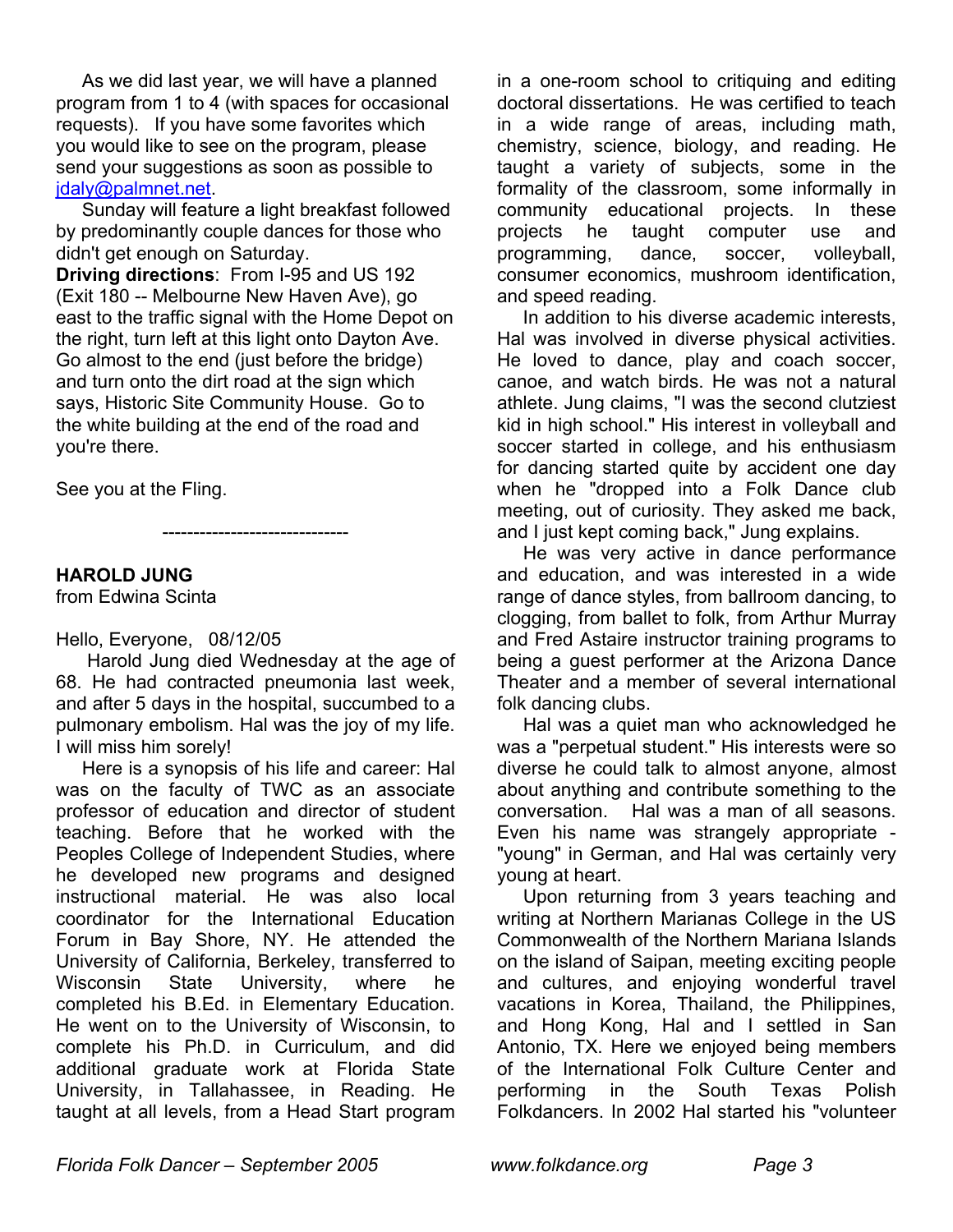As we did last year, we will have a planned program from 1 to 4 (with spaces for occasional requests). If you have some favorites which you would like to see on the program, please send your suggestions as soon as possible to jdaly@palmnet.net.

Sunday will feature a light breakfast followed by predominantly couple dances for those who didn't get enough on Saturday.

**Driving directions**: From I-95 and US 192 (Exit 180 -- Melbourne New Haven Ave), go east to the traffic signal with the Home Depot on the right, turn left at this light onto Dayton Ave. Go almost to the end (just before the bridge) and turn onto the dirt road at the sign which says, Historic Site Community House. Go to the white building at the end of the road and you're there.

See you at the Fling.

------------------------------

**HAROLD JUNG**

from Edwina Scinta

Hello, Everyone, 08/12/05

Harold Jung died Wednesday at the age of 68. He had contracted pneumonia last week, and after 5 days in the hospital, succumbed to a pulmonary embolism. Hal was the joy of my life. I will miss him sorely!

Here is a synopsis of his life and career: Hal was on the faculty of TWC as an associate professor of education and director of student teaching. Before that he worked with the Peoples College of Independent Studies, where he developed new programs and designed instructional material. He was also local coordinator for the International Education Forum in Bay Shore, NY. He attended the University of California, Berkeley, transferred to Wisconsin State University, where he completed his B.Ed. in Elementary Education. He went on to the University of Wisconsin, to complete his Ph.D. in Curriculum, and did additional graduate work at Florida State University, in Tallahassee, in Reading. He taught at all levels, from a Head Start program in a one-room school to critiquing and editing doctoral dissertations. He was certified to teach in a wide range of areas, including math, chemistry, science, biology, and reading. He taught a variety of subjects, some in the formality of the classroom, some informally in community educational projects. In these projects he taught computer use and programming, dance, soccer, volleyball, consumer economics, mushroom identification, and speed reading.

In addition to his diverse academic interests, Hal was involved in diverse physical activities. He loved to dance, play and coach soccer, canoe, and watch birds. He was not a natural athlete. Jung claims, "I was the second clutziest kid in high school." His interest in volleyball and soccer started in college, and his enthusiasm for dancing started quite by accident one day when he "dropped into a Folk Dance club meeting, out of curiosity. They asked me back, and I just kept coming back," Jung explains.

He was very active in dance performance and education, and was interested in a wide range of dance styles, from ballroom dancing, to clogging, from ballet to folk, from Arthur Murray and Fred Astaire instructor training programs to being a guest performer at the Arizona Dance Theater and a member of several international folk dancing clubs.

Hal was a quiet man who acknowledged he was a "perpetual student." His interests were so diverse he could talk to almost anyone, almost about anything and contribute something to the conversation. Hal was a man of all seasons. Even his name was strangely appropriate - "young" in German, and Hal was certainly very young at heart.

Upon returning from 3 years teaching and writing at Northern Marianas College in the US Commonwealth of the Northern Mariana Islands on the island of Saipan, meeting exciting people and cultures, and enjoying wonderful travel vacations in Korea, Thailand, the Philippines, and Hong Kong, Hal and I settled in San Antonio, TX. Here we enjoyed being members of the International Folk Culture Center and performing in the South Texas Polish Folkdancers. In 2002 Hal started his "volunteer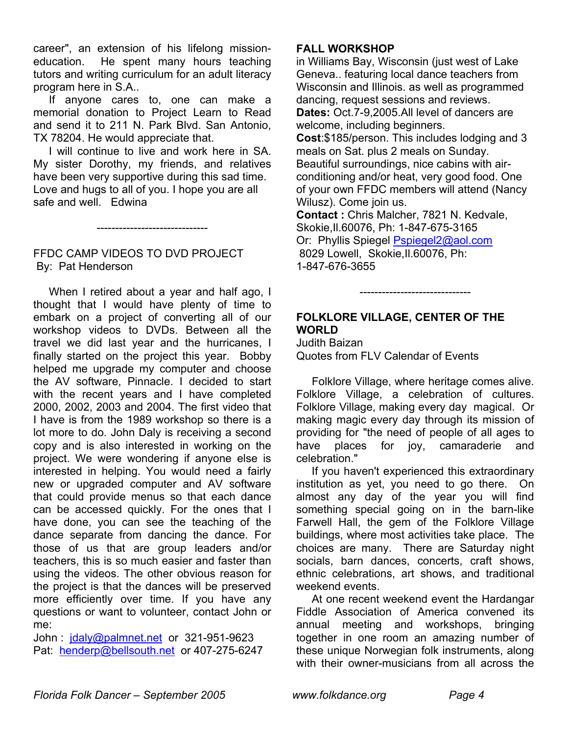career", an extension of his lifelong mission-education. He spent many hours teaching tutors and writing curriculum for an adult literacy program here in S.A..

If anyone cares to, one can make a memorial donation to Project Learn to Read and send it to 211 N. Park Blvd. San Antonio, TX 78204. He would appreciate that.

I will continue to live and work here in SA. My sister Dorothy, my friends, and relatives have been very supportive during this sad time. Love and hugs to all of you. I hope you are all safe and well. Edwina

------------------------------

FFDC CAMP VIDEOS TO DVD PROJECT
By: Pat Henderson

When I retired about a year and half ago, I thought that I would have plenty of time to embark on a project of converting all of our workshop videos to DVDs. Between all the travel we did last year and the hurricanes, I finally started on the project this year. Bobby helped me upgrade my computer and choose the AV software, Pinnacle. I decided to start with the recent years and I have completed 2000, 2002, 2003 and 2004. The first video that I have is from the 1989 workshop so there is a lot more to do. John Daly is receiving a second copy and is also interested in working on the project. We were wondering if anyone else is interested in helping. You would need a fairly new or upgraded computer and AV software that could provide menus so that each dance can be accessed quickly. For the ones that I have done, you can see the teaching of the dance separate from dancing the dance. For those of us that are group leaders and/or teachers, this is so much easier and faster than using the videos. The other obvious reason for the project is that the dances will be preserved more efficiently over time. If you have any questions or want to volunteer, contact John or me:

John : jdaly@palmnet.net or 321-951-9623
Pat: henderp@bellsouth.net or 407-275-6247

**FALL WORKSHOP**
in Williams Bay, Wisconsin (just west of Lake Geneva.. featuring local dance teachers from Wisconsin and Illinois. as well as programmed dancing, request sessions and reviews.
**Dates:** Oct.7-9,2005.All level of dancers are welcome, including beginners.
**Cost**:$185/person. This includes lodging and 3 meals on Sat. plus 2 meals on Sunday. Beautiful surroundings, nice cabins with air-conditioning and/or heat, very good food. One of your own FFDC members will attend (Nancy Wilusz). Come join us.
**Contact :** Chris Malcher, 7821 N. Kedvale, Skokie,Il.60076, Ph: 1-847-675-3165
Or: Phyllis Spiegel Pspiegel2@aol.com
8029 Lowell, Skokie,Il.60076, Ph: 1-847-676-3655

------------------------------

**FOLKLORE VILLAGE, CENTER OF THE WORLD**
Judith Baizan
Quotes from FLV Calendar of Events

Folklore Village, where heritage comes alive. Folklore Village, a celebration of cultures. Folklore Village, making every day magical. Or making magic every day through its mission of providing for "the need of people of all ages to have places for joy, camaraderie and celebration."

If you haven't experienced this extraordinary institution as yet, you need to go there. On almost any day of the year you will find something special going on in the barn-like Farwell Hall, the gem of the Folklore Village buildings, where most activities take place. The choices are many. There are Saturday night socials, barn dances, concerts, craft shows, ethnic celebrations, art shows, and traditional weekend events.

At one recent weekend event the Hardangar Fiddle Association of America convened its annual meeting and workshops, bringing together in one room an amazing number of these unique Norwegian folk instruments, along with their owner-musicians from all across the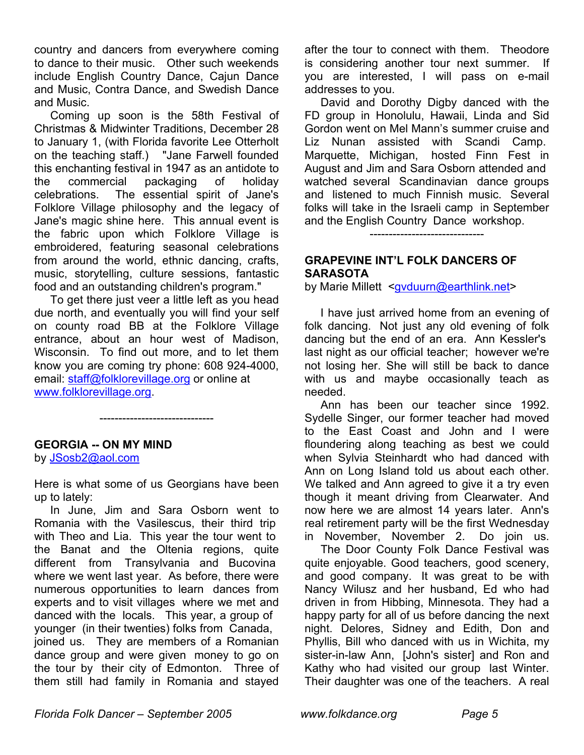country and dancers from everywhere coming to dance to their music. Other such weekends include English Country Dance, Cajun Dance and Music, Contra Dance, and Swedish Dance and Music.

Coming up soon is the 58th Festival of Christmas & Midwinter Traditions, December 28 to January 1, (with Florida favorite Lee Otterholt on the teaching staff.) "Jane Farwell founded this enchanting festival in 1947 as an antidote to the commercial packaging of holiday celebrations. The essential spirit of Jane's Folklore Village philosophy and the legacy of Jane's magic shine here. This annual event is the fabric upon which Folklore Village is embroidered, featuring seasonal celebrations from around the world, ethnic dancing, crafts, music, storytelling, culture sessions, fantastic food and an outstanding children's program."

To get there just veer a little left as you head due north, and eventually you will find your self on county road BB at the Folklore Village entrance, about an hour west of Madison, Wisconsin. To find out more, and to let them know you are coming try phone: 608 924-4000, email: staff@folklorevillage.org or online at www.folklorevillage.org.

------------------------------

## GEORGIA -- ON MY MIND

by JSosb2@aol.com

Here is what some of us Georgians have been up to lately:

In June, Jim and Sara Osborn went to Romania with the Vasilescus, their third trip with Theo and Lia. This year the tour went to the Banat and the Oltenia regions, quite different from Transylvania and Bucovina where we went last year. As before, there were numerous opportunities to learn dances from experts and to visit villages where we met and danced with the locals. This year, a group of younger (in their twenties) folks from Canada, joined us. They are members of a Romanian dance group and were given money to go on the tour by their city of Edmonton. Three of them still had family in Romania and stayed after the tour to connect with them. Theodore is considering another tour next summer. If you are interested, I will pass on e-mail addresses to you.

David and Dorothy Digby danced with the FD group in Honolulu, Hawaii, Linda and Sid Gordon went on Mel Mann's summer cruise and Liz Nunan assisted with Scandi Camp. Marquette, Michigan, hosted Finn Fest in August and Jim and Sara Osborn attended and watched several Scandinavian dance groups and listened to much Finnish music. Several folks will take in the Israeli camp in September and the English Country Dance workshop.

------------------------------

## GRAPEVINE INT'L FOLK DANCERS OF SARASOTA

by Marie Millett <gvduurn@earthlink.net>

I have just arrived home from an evening of folk dancing. Not just any old evening of folk dancing but the end of an era. Ann Kessler's last night as our official teacher; however we're not losing her. She will still be back to dance with us and maybe occasionally teach as needed.

Ann has been our teacher since 1992. Sydelle Singer, our former teacher had moved to the East Coast and John and I were floundering along teaching as best we could when Sylvia Steinhardt who had danced with Ann on Long Island told us about each other. We talked and Ann agreed to give it a try even though it meant driving from Clearwater. And now here we are almost 14 years later. Ann's real retirement party will be the first Wednesday in November, November 2. Do join us.

The Door County Folk Dance Festival was quite enjoyable. Good teachers, good scenery, and good company. It was great to be with Nancy Wilusz and her husband, Ed who had driven in from Hibbing, Minnesota. They had a happy party for all of us before dancing the next night. Delores, Sidney and Edith, Don and Phyllis, Bill who danced with us in Wichita, my sister-in-law Ann, [John's sister] and Ron and Kathy who had visited our group last Winter. Their daughter was one of the teachers. A real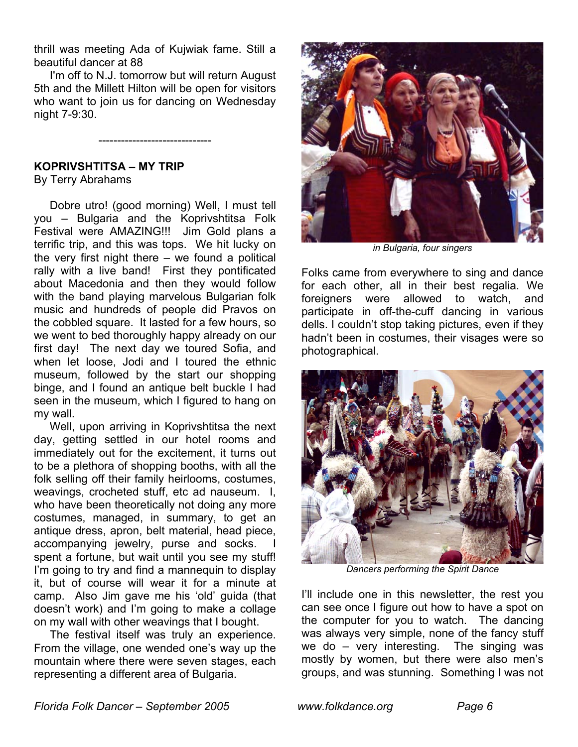thrill was meeting Ada of Kujwiak fame. Still a beautiful dancer at 88

I'm off to N.J. tomorrow but will return August 5th and the Millett Hilton will be open for visitors who want to join us for dancing on Wednesday night 7-9:30.

------------------------------

**KOPRIVSHTITSA – MY TRIP**
By Terry Abrahams

Dobre utro! (good morning) Well, I must tell you – Bulgaria and the Koprivshtitsa Folk Festival were AMAZING!!! Jim Gold plans a terrific trip, and this was tops. We hit lucky on the very first night there – we found a political rally with a live band! First they pontificated about Macedonia and then they would follow with the band playing marvelous Bulgarian folk music and hundreds of people did Pravos on the cobbled square. It lasted for a few hours, so we went to bed thoroughly happy already on our first day! The next day we toured Sofia, and when let loose, Jodi and I toured the ethnic museum, followed by the start our shopping binge, and I found an antique belt buckle I had seen in the museum, which I figured to hang on my wall.

Well, upon arriving in Koprivshtitsa the next day, getting settled in our hotel rooms and immediately out for the excitement, it turns out to be a plethora of shopping booths, with all the folk selling off their family heirlooms, costumes, weavings, crocheted stuff, etc ad nauseum. I, who have been theoretically not doing any more costumes, managed, in summary, to get an antique dress, apron, belt material, head piece, accompanying jewelry, purse and socks. I spent a fortune, but wait until you see my stuff! I'm going to try and find a mannequin to display it, but of course will wear it for a minute at camp. Also Jim gave me his 'old' guida (that doesn't work) and I'm going to make a collage on my wall with other weavings that I bought.

The festival itself was truly an experience. From the village, one wended one's way up the mountain where there were seven stages, each representing a different area of Bulgaria.

*in Bulgaria, four singers*

Folks came from everywhere to sing and dance for each other, all in their best regalia. We foreigners were allowed to watch, and participate in off-the-cuff dancing in various dells. I couldn't stop taking pictures, even if they hadn't been in costumes, their visages were so photographical.

*Dancers performing the Spirit Dance*

I'll include one in this newsletter, the rest you can see once I figure out how to have a spot on the computer for you to watch. The dancing was always very simple, none of the fancy stuff we do – very interesting. The singing was mostly by women, but there were also men's groups, and was stunning. Something I was not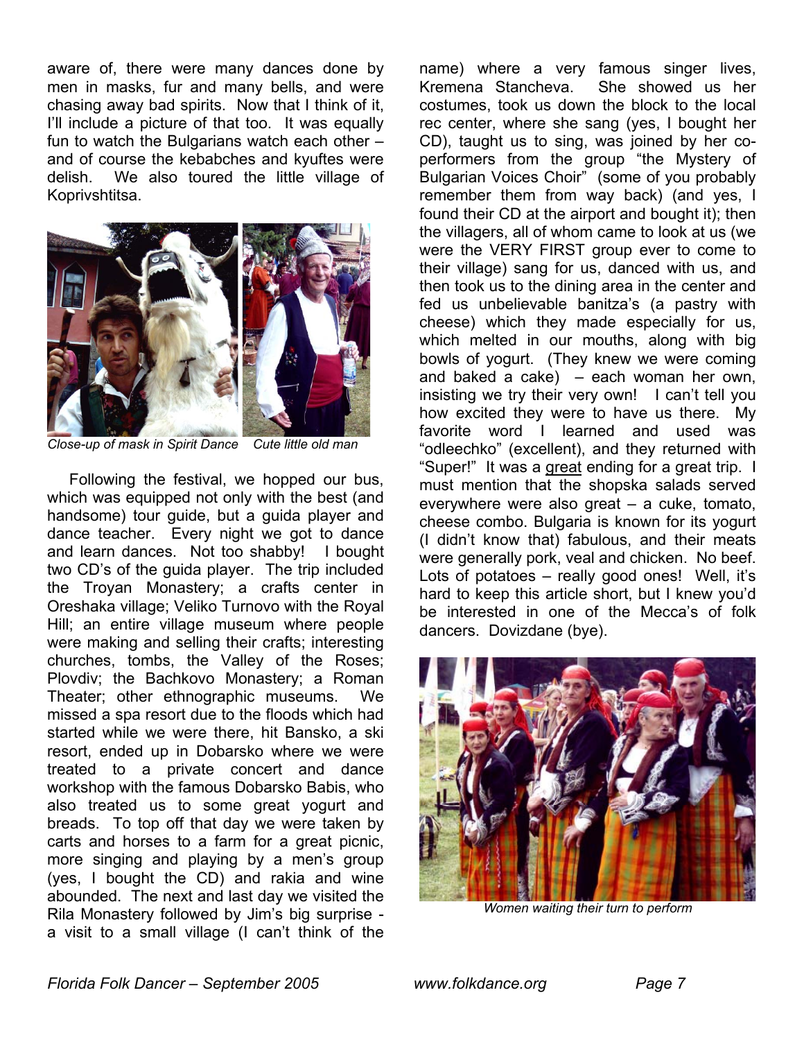aware of, there were many dances done by men in masks, fur and many bells, and were chasing away bad spirits. Now that I think of it, I'll include a picture of that too. It was equally fun to watch the Bulgarians watch each other – and of course the kebabches and kyuftes were delish. We also toured the little village of Koprivshtitsa.

*Close-up of mask in Spirit Dance*   *Cute little old man*

Following the festival, we hopped our bus, which was equipped not only with the best (and handsome) tour guide, but a guida player and dance teacher. Every night we got to dance and learn dances. Not too shabby! I bought two CD's of the guida player. The trip included the Troyan Monastery; a crafts center in Oreshaka village; Veliko Turnovo with the Royal Hill; an entire village museum where people were making and selling their crafts; interesting churches, tombs, the Valley of the Roses; Plovdiv; the Bachkovo Monastery; a Roman Theater; other ethnographic museums. We missed a spa resort due to the floods which had started while we were there, hit Bansko, a ski resort, ended up in Dobarsko where we were treated to a private concert and dance workshop with the famous Dobarsko Babis, who also treated us to some great yogurt and breads. To top off that day we were taken by carts and horses to a farm for a great picnic, more singing and playing by a men's group (yes, I bought the CD) and rakia and wine abounded. The next and last day we visited the Rila Monastery followed by Jim's big surprise - a visit to a small village (I can't think of the name) where a very famous singer lives, Kremena Stancheva. She showed us her costumes, took us down the block to the local rec center, where she sang (yes, I bought her CD), taught us to sing, was joined by her co-performers from the group "the Mystery of Bulgarian Voices Choir" (some of you probably remember them from way back) (and yes, I found their CD at the airport and bought it); then the villagers, all of whom came to look at us (we were the VERY FIRST group ever to come to their village) sang for us, danced with us, and then took us to the dining area in the center and fed us unbelievable banitza's (a pastry with cheese) which they made especially for us, which melted in our mouths, along with big bowls of yogurt. (They knew we were coming and baked a cake) – each woman her own, insisting we try their very own! I can't tell you how excited they were to have us there. My favorite word I learned and used was "odleechko" (excellent), and they returned with "Super!" It was a great ending for a great trip. I must mention that the shopska salads served everywhere were also great – a cuke, tomato, cheese combo. Bulgaria is known for its yogurt (I didn't know that) fabulous, and their meats were generally pork, veal and chicken. No beef. Lots of potatoes – really good ones! Well, it's hard to keep this article short, but I knew you'd be interested in one of the Mecca's of folk dancers. Dovizdane (bye).

*Women waiting their turn to perform*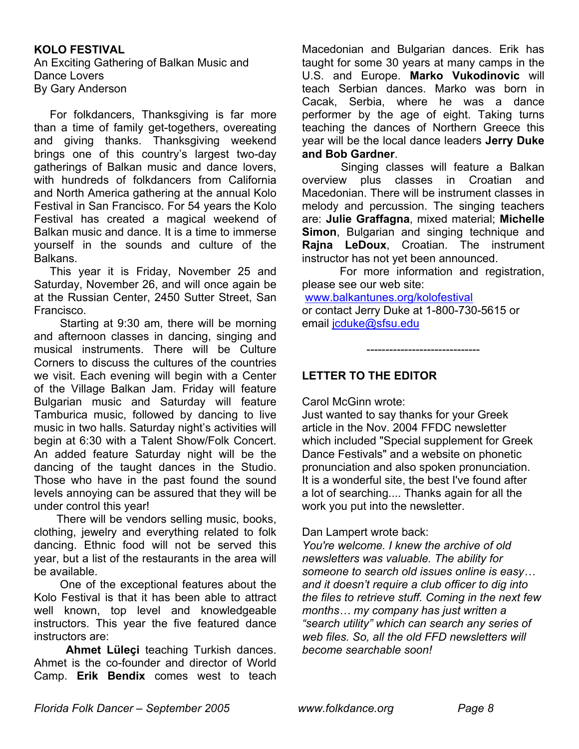## KOLO FESTIVAL

An Exciting Gathering of Balkan Music and Dance Lovers
By Gary Anderson

For folkdancers, Thanksgiving is far more than a time of family get-togethers, overeating and giving thanks. Thanksgiving weekend brings one of this country's largest two-day gatherings of Balkan music and dance lovers, with hundreds of folkdancers from California and North America gathering at the annual Kolo Festival in San Francisco. For 54 years the Kolo Festival has created a magical weekend of Balkan music and dance. It is a time to immerse yourself in the sounds and culture of the Balkans.

This year it is Friday, November 25 and Saturday, November 26, and will once again be at the Russian Center, 2450 Sutter Street, San Francisco.

Starting at 9:30 am, there will be morning and afternoon classes in dancing, singing and musical instruments. There will be Culture Corners to discuss the cultures of the countries we visit. Each evening will begin with a Center of the Village Balkan Jam. Friday will feature Bulgarian music and Saturday will feature Tamburica music, followed by dancing to live music in two halls. Saturday night's activities will begin at 6:30 with a Talent Show/Folk Concert. An added feature Saturday night will be the dancing of the taught dances in the Studio. Those who have in the past found the sound levels annoying can be assured that they will be under control this year!

There will be vendors selling music, books, clothing, jewelry and everything related to folk dancing. Ethnic food will not be served this year, but a list of the restaurants in the area will be available.

One of the exceptional features about the Kolo Festival is that it has been able to attract well known, top level and knowledgeable instructors. This year the five featured dance instructors are:

**Ahmet Lüleçi** teaching Turkish dances. Ahmet is the co-founder and director of World Camp. **Erik Bendix** comes west to teach Macedonian and Bulgarian dances. Erik has taught for some 30 years at many camps in the U.S. and Europe. **Marko Vukodinovic** will teach Serbian dances. Marko was born in Cacak, Serbia, where he was a dance performer by the age of eight. Taking turns teaching the dances of Northern Greece this year will be the local dance leaders **Jerry Duke and Bob Gardner**.

Singing classes will feature a Balkan overview plus classes in Croatian and Macedonian. There will be instrument classes in melody and percussion. The singing teachers are: **Julie Graffagna**, mixed material; **Michelle Simon**, Bulgarian and singing technique and **Rajna LeDoux**, Croatian. The instrument instructor has not yet been announced.

For more information and registration, please see our web site:
www.balkantunes.org/kolofestival
or contact Jerry Duke at 1-800-730-5615 or email jcduke@sfsu.edu

-----------------------------

## LETTER TO THE EDITOR

Carol McGinn wrote:
Just wanted to say thanks for your Greek article in the Nov. 2004 FFDC newsletter which included "Special supplement for Greek Dance Festivals" and a website on phonetic pronunciation and also spoken pronunciation. It is a wonderful site, the best I've found after a lot of searching.... Thanks again for all the work you put into the newsletter.

Dan Lampert wrote back:
*You're welcome. I knew the archive of old newsletters was valuable. The ability for someone to search old issues online is easy… and it doesn't require a club officer to dig into the files to retrieve stuff. Coming in the next few months… my company has just written a "search utility" which can search any series of web files. So, all the old FFD newsletters will become searchable soon!*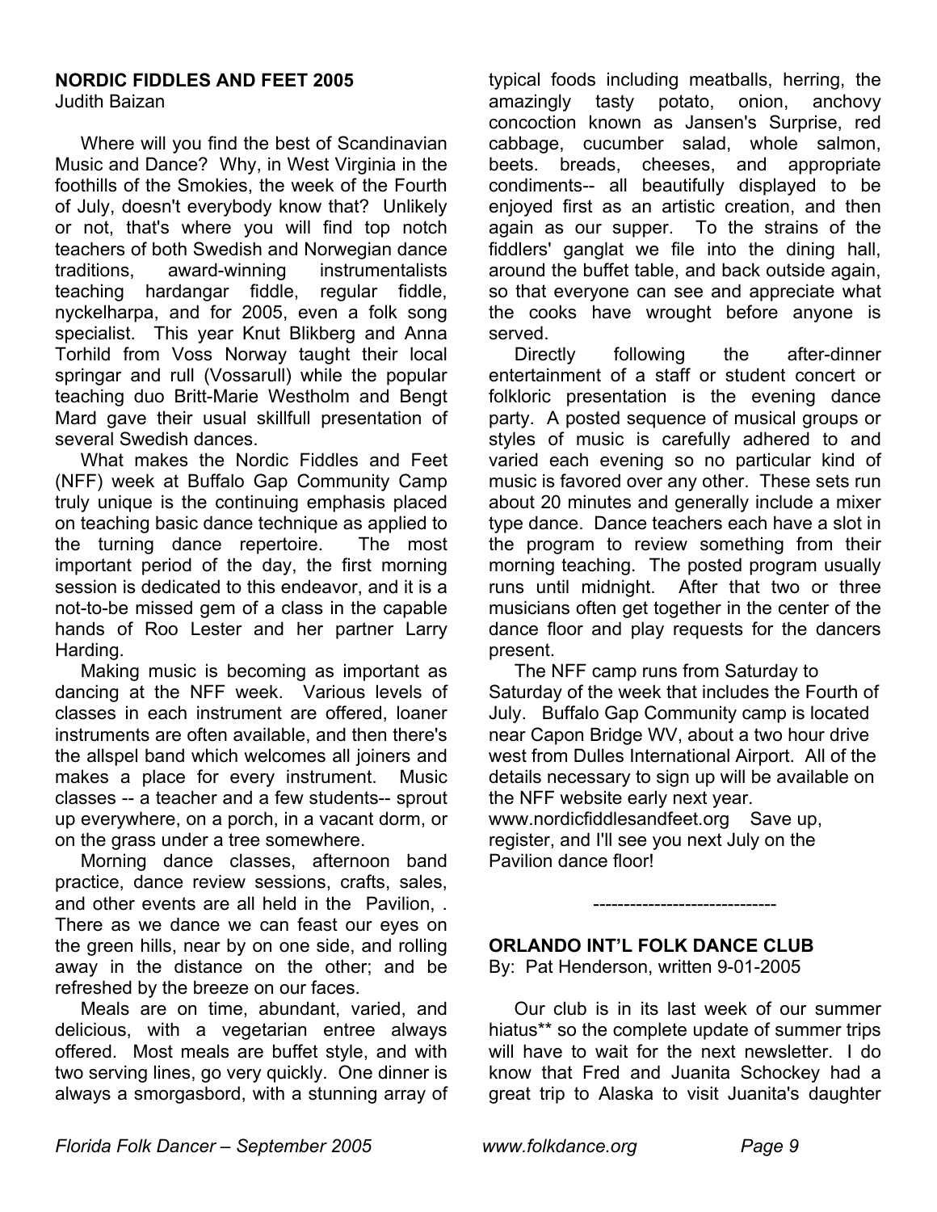### NORDIC FIDDLES AND FEET 2005

Judith Baizan

Where will you find the best of Scandinavian Music and Dance? Why, in West Virginia in the foothills of the Smokies, the week of the Fourth of July, doesn't everybody know that? Unlikely or not, that's where you will find top notch teachers of both Swedish and Norwegian dance traditions, award-winning instrumentalists teaching hardangar fiddle, regular fiddle, nyckelharpa, and for 2005, even a folk song specialist. This year Knut Blikberg and Anna Torhild from Voss Norway taught their local springar and rull (Vossarull) while the popular teaching duo Britt-Marie Westholm and Bengt Mard gave their usual skillfull presentation of several Swedish dances.

What makes the Nordic Fiddles and Feet (NFF) week at Buffalo Gap Community Camp truly unique is the continuing emphasis placed on teaching basic dance technique as applied to the turning dance repertoire. The most important period of the day, the first morning session is dedicated to this endeavor, and it is a not-to-be missed gem of a class in the capable hands of Roo Lester and her partner Larry Harding.

Making music is becoming as important as dancing at the NFF week. Various levels of classes in each instrument are offered, loaner instruments are often available, and then there's the allspel band which welcomes all joiners and makes a place for every instrument. Music classes -- a teacher and a few students-- sprout up everywhere, on a porch, in a vacant dorm, or on the grass under a tree somewhere.

Morning dance classes, afternoon band practice, dance review sessions, crafts, sales, and other events are all held in the Pavilion, . There as we dance we can feast our eyes on the green hills, near by on one side, and rolling away in the distance on the other; and be refreshed by the breeze on our faces.

Meals are on time, abundant, varied, and delicious, with a vegetarian entree always offered. Most meals are buffet style, and with two serving lines, go very quickly. One dinner is always a smorgasbord, with a stunning array of typical foods including meatballs, herring, the amazingly tasty potato, onion, anchovy concoction known as Jansen's Surprise, red cabbage, cucumber salad, whole salmon, beets. breads, cheeses, and appropriate condiments-- all beautifully displayed to be enjoyed first as an artistic creation, and then again as our supper. To the strains of the fiddlers' ganglat we file into the dining hall, around the buffet table, and back outside again, so that everyone can see and appreciate what the cooks have wrought before anyone is served.

Directly following the after-dinner entertainment of a staff or student concert or folkloric presentation is the evening dance party. A posted sequence of musical groups or styles of music is carefully adhered to and varied each evening so no particular kind of music is favored over any other. These sets run about 20 minutes and generally include a mixer type dance. Dance teachers each have a slot in the program to review something from their morning teaching. The posted program usually runs until midnight. After that two or three musicians often get together in the center of the dance floor and play requests for the dancers present.

The NFF camp runs from Saturday to Saturday of the week that includes the Fourth of July. Buffalo Gap Community camp is located near Capon Bridge WV, about a two hour drive west from Dulles International Airport. All of the details necessary to sign up will be available on the NFF website early next year. www.nordicfiddlesandfeet.org Save up, register, and I'll see you next July on the Pavilion dance floor!

------------------------------

### ORLANDO INT'L FOLK DANCE CLUB

By: Pat Henderson, written 9-01-2005

Our club is in its last week of our summer hiatus** so the complete update of summer trips will have to wait for the next newsletter. I do know that Fred and Juanita Schockey had a great trip to Alaska to visit Juanita's daughter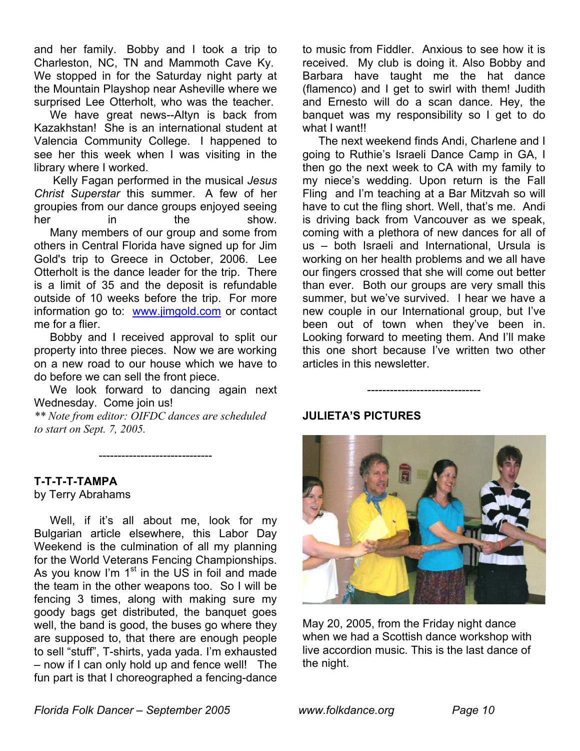and her family. Bobby and I took a trip to Charleston, NC, TN and Mammoth Cave Ky. We stopped in for the Saturday night party at the Mountain Playshop near Asheville where we surprised Lee Otterholt, who was the teacher.

We have great news--Altyn is back from Kazakhstan! She is an international student at Valencia Community College. I happened to see her this week when I was visiting in the library where I worked.

Kelly Fagan performed in the musical *Jesus Christ Superstar* this summer. A few of her groupies from our dance groups enjoyed seeing her in the show.

Many members of our group and some from others in Central Florida have signed up for Jim Gold's trip to Greece in October, 2006. Lee Otterholt is the dance leader for the trip. There is a limit of 35 and the deposit is refundable outside of 10 weeks before the trip. For more information go to: [www.jimgold.com](http://www.jimgold.com) or contact me for a flier.

Bobby and I received approval to split our property into three pieces. Now we are working on a new road to our house which we have to do before we can sell the front piece.

We look forward to dancing again next Wednesday. Come join us!

*** Note from editor: OIFDC dances are scheduled to start on Sept. 7, 2005.*

------------------------------

**T-T-T-T-TAMPA**
by Terry Abrahams

Well, if it's all about me, look for my Bulgarian article elsewhere, this Labor Day Weekend is the culmination of all my planning for the World Veterans Fencing Championships. As you know I'm 1st in the US in foil and made the team in the other weapons too. So I will be fencing 3 times, along with making sure my goody bags get distributed, the banquet goes well, the band is good, the buses go where they are supposed to, that there are enough people to sell "stuff", T-shirts, yada yada. I'm exhausted – now if I can only hold up and fence well! The fun part is that I choreographed a fencing-dance to music from Fiddler. Anxious to see how it is received. My club is doing it. Also Bobby and Barbara have taught me the hat dance (flamenco) and I get to swirl with them! Judith and Ernesto will do a scan dance. Hey, the banquet was my responsibility so I get to do what I want!!

The next weekend finds Andi, Charlene and I going to Ruthie's Israeli Dance Camp in GA, I then go the next week to CA with my family to my niece's wedding. Upon return is the Fall Fling and I'm teaching at a Bar Mitzvah so will have to cut the fling short. Well, that's me. Andi is driving back from Vancouver as we speak, coming with a plethora of new dances for all of us – both Israeli and International, Ursula is working on her health problems and we all have our fingers crossed that she will come out better than ever. Both our groups are very small this summer, but we've survived. I hear we have a new couple in our International group, but I've been out of town when they've been in. Looking forward to meeting them. And I'll make this one short because I've written two other articles in this newsletter.

------------------------------

**JULIETA'S PICTURES**

May 20, 2005, from the Friday night dance when we had a Scottish dance workshop with live accordion music. This is the last dance of the night.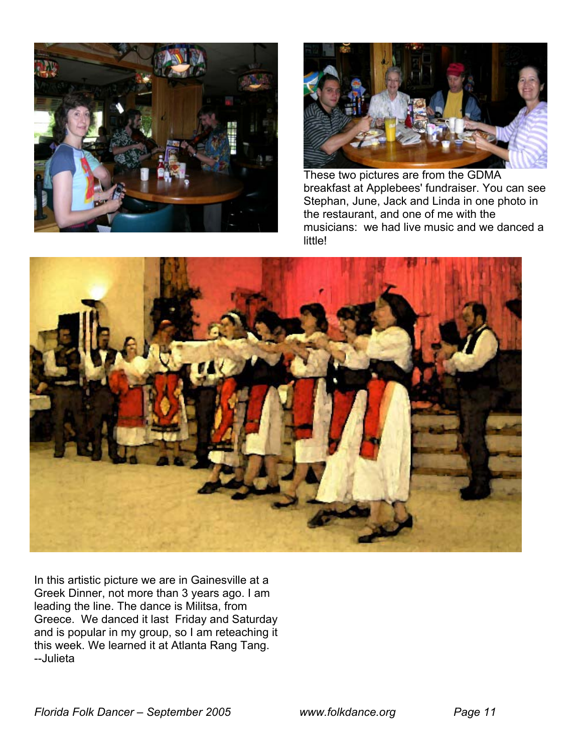These two pictures are from the GDMA breakfast at Applebees' fundraiser. You can see Stephan, June, Jack and Linda in one photo in the restaurant, and one of me with the musicians: we had live music and we danced a little!

In this artistic picture we are in Gainesville at a Greek Dinner, not more than 3 years ago. I am leading the line. The dance is Militsa, from Greece. We danced it last Friday and Saturday and is popular in my group, so I am reteaching it this week. We learned it at Atlanta Rang Tang.
--Julieta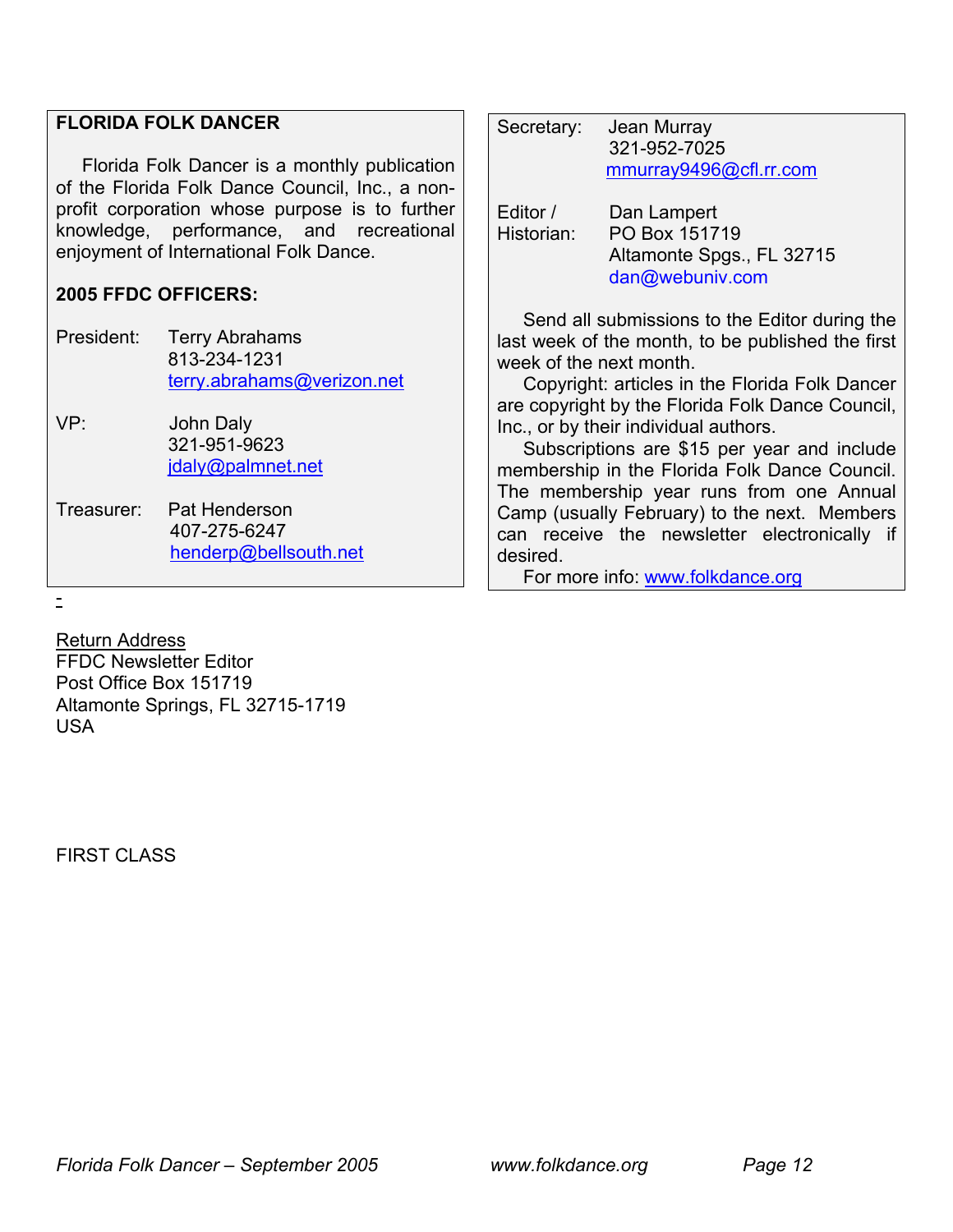**FLORIDA FOLK DANCER**

Florida Folk Dancer is a monthly publication of the Florida Folk Dance Council, Inc., a non-profit corporation whose purpose is to further knowledge, performance, and recreational enjoyment of International Folk Dance.

**2005 FFDC OFFICERS:**

President: Terry Abrahams
813-234-1231
terry.abrahams@verizon.net

VP: John Daly
321-951-9623
jdaly@palmnet.net

Treasurer: Pat Henderson
407-275-6247
henderp@bellsouth.net

Secretary: Jean Murray
321-952-7025
mmurray9496@cfl.rr.com

Editor / Historian: Dan Lampert
PO Box 151719
Altamonte Spgs., FL 32715
dan@webuniv.com

Send all submissions to the Editor during the last week of the month, to be published the first week of the next month.

Copyright: articles in the Florida Folk Dancer are copyright by the Florida Folk Dance Council, Inc., or by their individual authors.

Subscriptions are $15 per year and include membership in the Florida Folk Dance Council. The membership year runs from one Annual Camp (usually February) to the next. Members can receive the newsletter electronically if desired.

For more info: www.folkdance.org

Return Address
FFDC Newsletter Editor
Post Office Box 151719
Altamonte Springs, FL 32715-1719
USA

FIRST CLASS